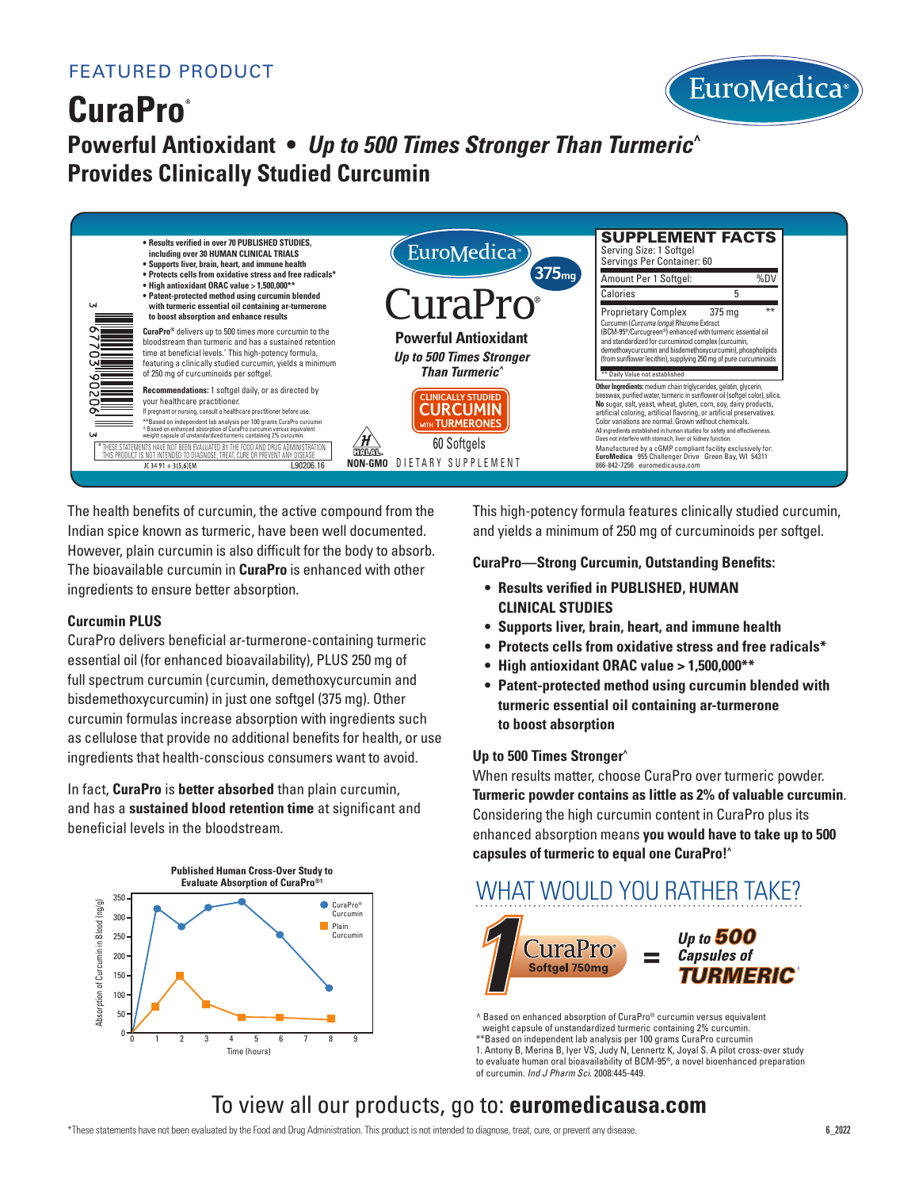FEATURED PRODUCT

# CuraPro®

EuroMedica®

## Powerful Antioxidant • *Up to 500 Times Stronger Than Turmeric*^
## Provides Clinically Studied Curcumin

- **Results verified in over 70 PUBLISHED STUDIES, including over 30 HUMAN CLINICAL TRIALS**
- **Supports liver, brain, heart, and immune health**
- **Protects cells from oxidative stress and free radicals***
- **High antioxidant ORAC value > 1,500,000****
- **Patent-protected method using curcumin blended with turmeric essential oil containing ar-turmerone to boost absorption and enhance results**

**CuraPro®** delivers up to 500 times more curcumin to the bloodstream than turmeric and has a sustained retention time at beneficial levels.^ This high-potency formula, featuring a clinically studied curcumin, yields a minimum of 250 mg of curcuminoids per softgel.

**Recommendations:** 1 softgel daily, or as directed by your healthcare practitioner.
If pregnant or nursing, consult a healthcare practitioner before use.

**Based on independent lab analysis per 100 grams CuraPro curcumin
^ Based on enhanced absorption of CuraPro curcumin versus equivalent weight capsule of unstandardized turmeric containing 2% curcumin.

* THESE STATEMENTS HAVE NOT BEEN EVALUATED BY THE FOOD AND DRUG ADMINISTRATION. THIS PRODUCT IS NOT INTENDED TO DIAGNOSE, TREAT, CURE OR PREVENT ANY DISEASE.

JC 34 91 + 3(5,6)EM L90206.16

EuroMedica® CuraPro® 375mg

**Powerful Antioxidant**
***Up to 500 Times Stronger Than Turmeric*^**

CLINICALLY STUDIED CURCUMIN WITH TURMERONES

60 Softgels

HALAL NON-GMO DIETARY SUPPLEMENT

**SUPPLEMENT FACTS**
Serving Size: 1 Softgel
Servings Per Container: 60

| Amount Per 1 Softgel: | | %DV |
|---|---|---|
| Calories | 5 | |
| Proprietary Complex | 375 mg | ** |

Curcumin (*Curcuma longa*) Rhizome Extract (BCM-95®/Curcugreen®) enhanced with turmeric essential oil and standardized for curcuminoid complex (curcumin, demethoxycurcumin and bisdemethoxycurcumin), phospholipids (from sunflower lecithin), supplying 250 mg of pure curcuminoids

** Daily Value not established

**Other Ingredients:** medium chain triglycerides, gelatin, glycerin, beeswax, purified water, turmeric in sunflower oil (softgel color), silica.
**No** sugar, salt, yeast, wheat, gluten, corn, soy, dairy products, artificial coloring, artificial flavoring, or artificial preservatives.
Color variations are normal. Grown without chemicals.
All ingredients established in human studies for safety and effectiveness.
Does not interfere with stomach, liver or kidney function.

Manufactured by a cGMP compliant facility exclusively for:
**EuroMedica** 955 Challenger Drive Green Bay, WI 54311
866-842-7256 euromedicausa.com

The health benefits of curcumin, the active compound from the Indian spice known as turmeric, have been well documented. However, plain curcumin is also difficult for the body to absorb. The bioavailable curcumin in **CuraPro** is enhanced with other ingredients to ensure better absorption.

### Curcumin PLUS

CuraPro delivers beneficial ar-turmerone-containing turmeric essential oil (for enhanced bioavailability), PLUS 250 mg of full spectrum curcumin (curcumin, demethoxycurcumin and bisdemethoxycurcumin) in just one softgel (375 mg). Other curcumin formulas increase absorption with ingredients such as cellulose that provide no additional benefits for health, or use ingredients that health-conscious consumers want to avoid.

In fact, **CuraPro** is **better absorbed** than plain curcumin, and has a **sustained blood retention time** at significant and beneficial levels in the bloodstream.

**Published Human Cross-Over Study to Evaluate Absorption of CuraPro®[1]**

| Time (hours) | CuraPro® Curcumin (ng/g) | Plain Curcumin (ng/g) |
|---|---|---|
| 0 | 0 | 0 |
| 1 | ~320 | ~70 |
| 2 | ~275 | ~150 |
| 3 | ~325 | ~75 |
| 4 | ~335 | ~45 |
| 6 | ~255 | ~45 |
| 8 | ~115 | ~40 |

This high-potency formula features clinically studied curcumin, and yields a minimum of 250 mg of curcuminoids per softgel.

### CuraPro—Strong Curcumin, Outstanding Benefits:

- **Results verified in PUBLISHED, HUMAN CLINICAL STUDIES**
- **Supports liver, brain, heart, and immune health**
- **Protects cells from oxidative stress and free radicals***
- **High antioxidant ORAC value > 1,500,000****
- **Patent-protected method using curcumin blended with turmeric essential oil containing ar-turmerone to boost absorption**

### Up to 500 Times Stronger^

When results matter, choose CuraPro over turmeric powder. **Turmeric powder contains as little as 2% of valuable curcumin**. Considering the high curcumin content in CuraPro plus its enhanced absorption means **you would have to take up to 500 capsules of turmeric to equal one CuraPro!**^

## WHAT WOULD YOU RATHER TAKE?

**1 CuraPro® Softgel 750mg = *Up to 500 Capsules of TURMERIC*^**

^ Based on enhanced absorption of CuraPro® curcumin versus equivalent weight capsule of unstandardized turmeric containing 2% curcumin.
**Based on independent lab analysis per 100 grams CuraPro curcumin
1. Antony B, Merina B, Iyer VS, Judy N, Lennertz K, Joyal S. A pilot cross-over study to evaluate human oral bioavailability of BCM-95®, a novel bioenhanced preparation of curcumin. *Ind J Pharm Sci*. 2008:445-449.

## To view all our products, go to: **euromedicausa.com**

*These statements have not been evaluated by the Food and Drug Administration. This product is not intended to diagnose, treat, cure, or prevent any disease.

6_2022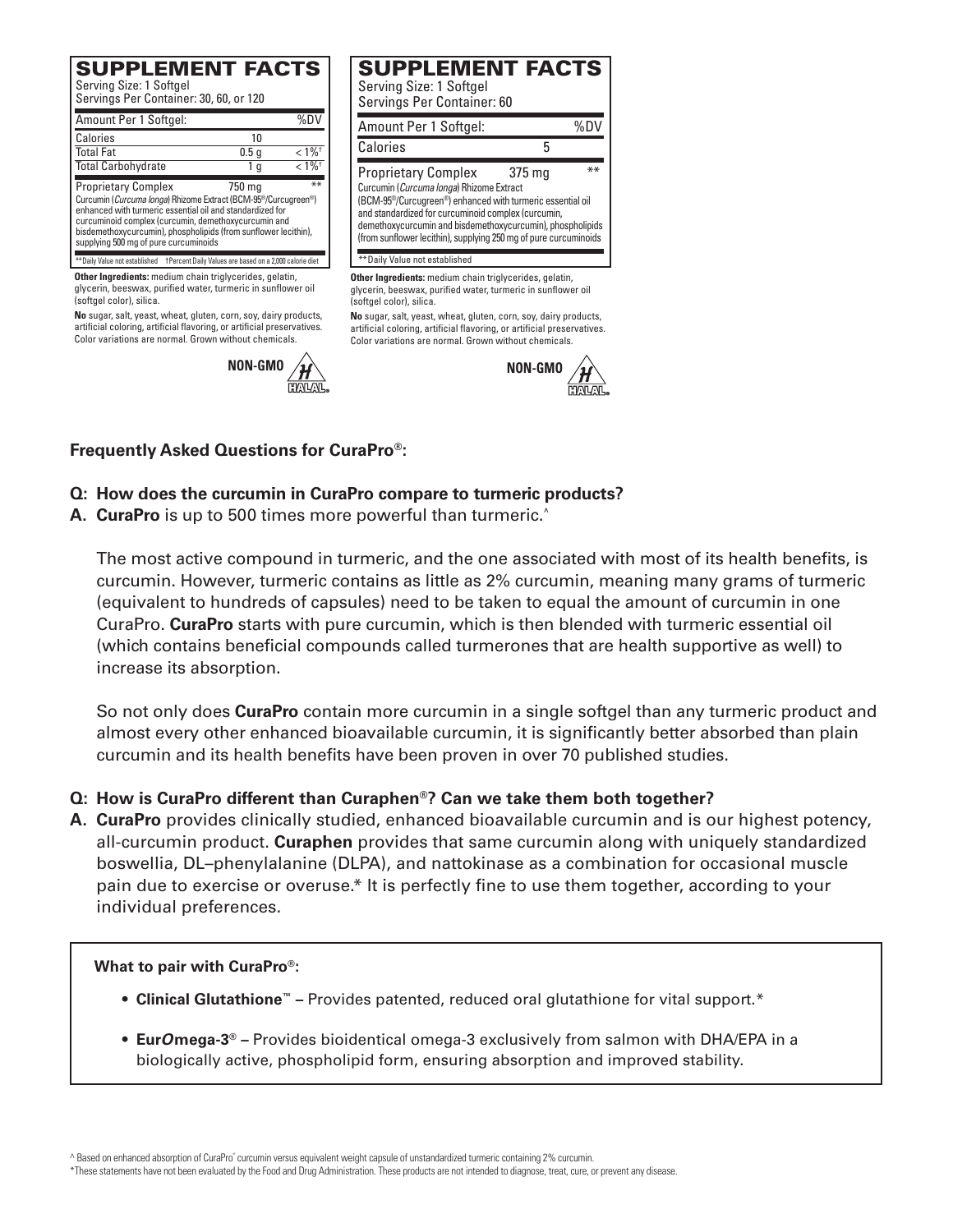## SUPPLEMENT FACTS

Serving Size: 1 Softgel
Servings Per Container: 30, 60, or 120

| Amount Per 1 Softgel: | | %DV |
|---|---|---|
| Calories | 10 | |
| Total Fat | 0.5 g | < 1%† |
| Total Carbohydrate | 1 g | < 1%† |
| Proprietary Complex | 750 mg | ** |

Curcumin (*Curcuma longa*) Rhizome Extract (BCM-95®/Curcugreen®) enhanced with turmeric essential oil and standardized for curcuminoid complex (curcumin, demethoxycurcumin and bisdemethoxycurcumin), phospholipids (from sunflower lecithin), supplying 500 mg of pure curcuminoids

**Daily Value not established †Percent Daily Values are based on a 2,000 calorie diet

**Other Ingredients:** medium chain triglycerides, gelatin, glycerin, beeswax, purified water, turmeric in sunflower oil (softgel color), silica.

**No** sugar, salt, yeast, wheat, gluten, corn, soy, dairy products, artificial coloring, artificial flavoring, or artificial preservatives. Color variations are normal. Grown without chemicals.

NON-GMO HALAL

## SUPPLEMENT FACTS

Serving Size: 1 Softgel
Servings Per Container: 60

| Amount Per 1 Softgel: | | %DV |
|---|---|---|
| Calories | 5 | |
| Proprietary Complex | 375 mg | ** |

Curcumin (*Curcuma longa*) Rhizome Extract (BCM-95®/Curcugreen®) enhanced with turmeric essential oil and standardized for curcuminoid complex (curcumin, demethoxycurcumin and bisdemethoxycurcumin), phospholipids (from sunflower lecithin), supplying 250 mg of pure curcuminoids

**Daily Value not established

**Other Ingredients:** medium chain triglycerides, gelatin, glycerin, beeswax, purified water, turmeric in sunflower oil (softgel color), silica.

**No** sugar, salt, yeast, wheat, gluten, corn, soy, dairy products, artificial coloring, artificial flavoring, or artificial preservatives. Color variations are normal. Grown without chemicals.

NON-GMO HALAL

### Frequently Asked Questions for CuraPro®:

**Q: How does the curcumin in CuraPro compare to turmeric products?**

**A. CuraPro** is up to 500 times more powerful than turmeric.^

The most active compound in turmeric, and the one associated with most of its health benefits, is curcumin. However, turmeric contains as little as 2% curcumin, meaning many grams of turmeric (equivalent to hundreds of capsules) need to be taken to equal the amount of curcumin in one CuraPro. **CuraPro** starts with pure curcumin, which is then blended with turmeric essential oil (which contains beneficial compounds called turmerones that are health supportive as well) to increase its absorption.

So not only does **CuraPro** contain more curcumin in a single softgel than any turmeric product and almost every other enhanced bioavailable curcumin, it is significantly better absorbed than plain curcumin and its health benefits have been proven in over 70 published studies.

**Q: How is CuraPro different than Curaphen®? Can we take them both together?**

**A. CuraPro** provides clinically studied, enhanced bioavailable curcumin and is our highest potency, all-curcumin product. **Curaphen** provides that same curcumin along with uniquely standardized boswellia, DL–phenylalanine (DLPA), and nattokinase as a combination for occasional muscle pain due to exercise or overuse.* It is perfectly fine to use them together, according to your individual preferences.

**What to pair with CuraPro®:**

- **Clinical Glutathione™ –** Provides patented, reduced oral glutathione for vital support.*
- **Eur*O*mega-3® –** Provides bioidentical omega-3 exclusively from salmon with DHA/EPA in a biologically active, phospholipid form, ensuring absorption and improved stability.

^ Based on enhanced absorption of CuraPro® curcumin versus equivalent weight capsule of unstandardized turmeric containing 2% curcumin.

*These statements have not been evaluated by the Food and Drug Administration. These products are not intended to diagnose, treat, cure, or prevent any disease.